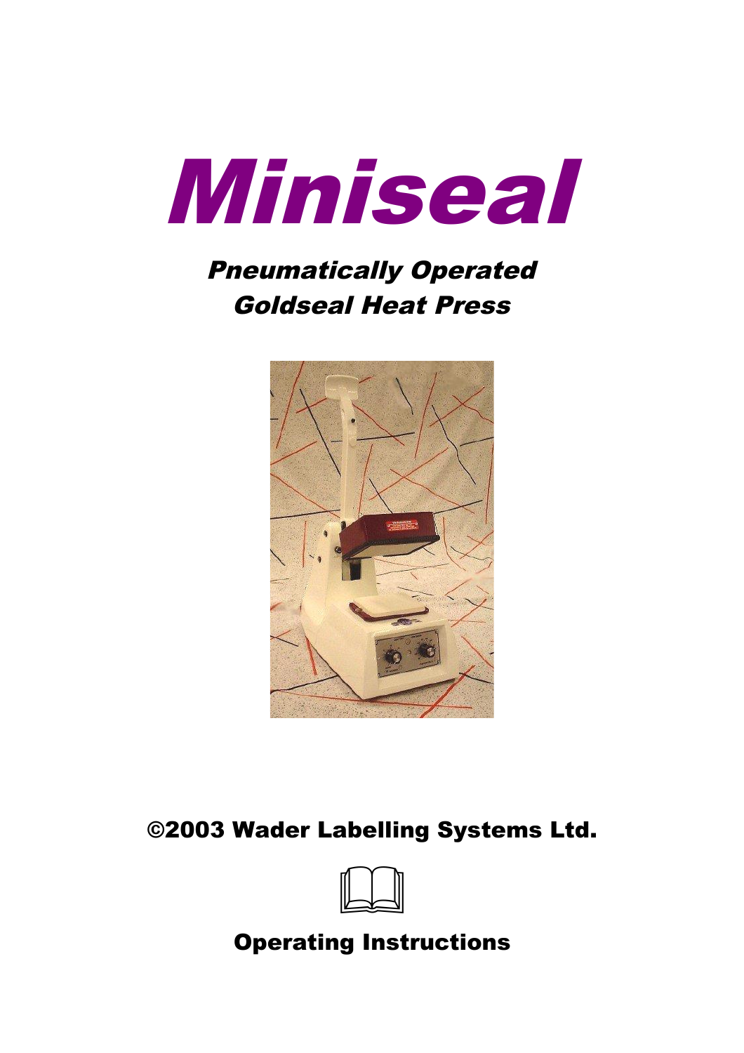# Miniseal

## *Pneumatically Operated Goldseal Heat Press*

**©2003 Wader Labelling Systems Ltd.**

**Operating Instructions**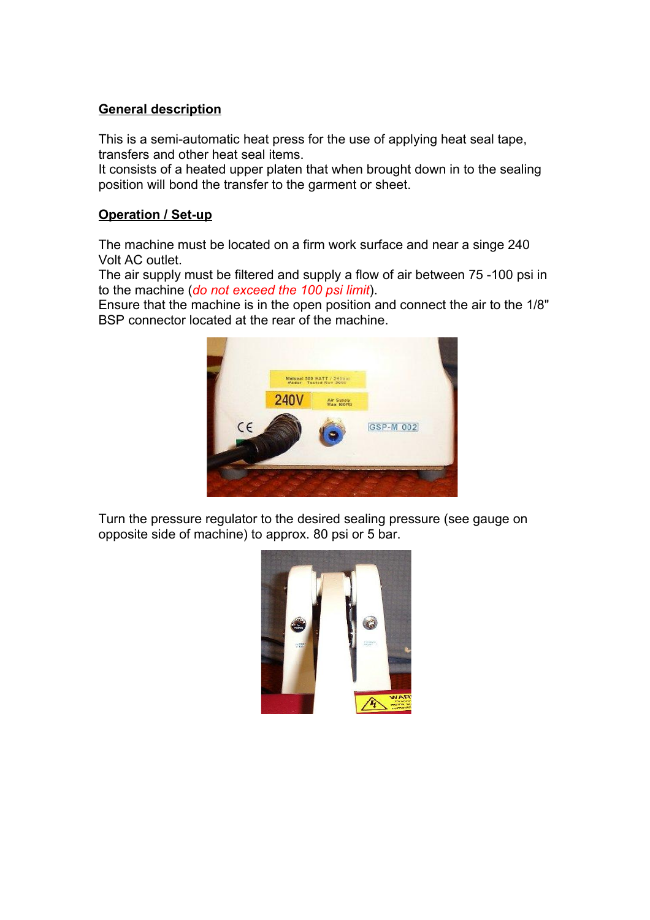## General description

This is a semi-automatic heat press for the use of applying heat seal tape, transfers and other heat seal items.
It consists of a heated upper platen that when brought down in to the sealing position will bond the transfer to the garment or sheet.

## Operation / Set-up

The machine must be located on a firm work surface and near a singe 240 Volt AC outlet.
The air supply must be filtered and supply a flow of air between 75 -100 psi in to the machine (*do not exceed the 100 psi limit*).
Ensure that the machine is in the open position and connect the air to the 1/8" BSP connector located at the rear of the machine.

Turn the pressure regulator to the desired sealing pressure (see gauge on opposite side of machine) to approx. 80 psi or 5 bar.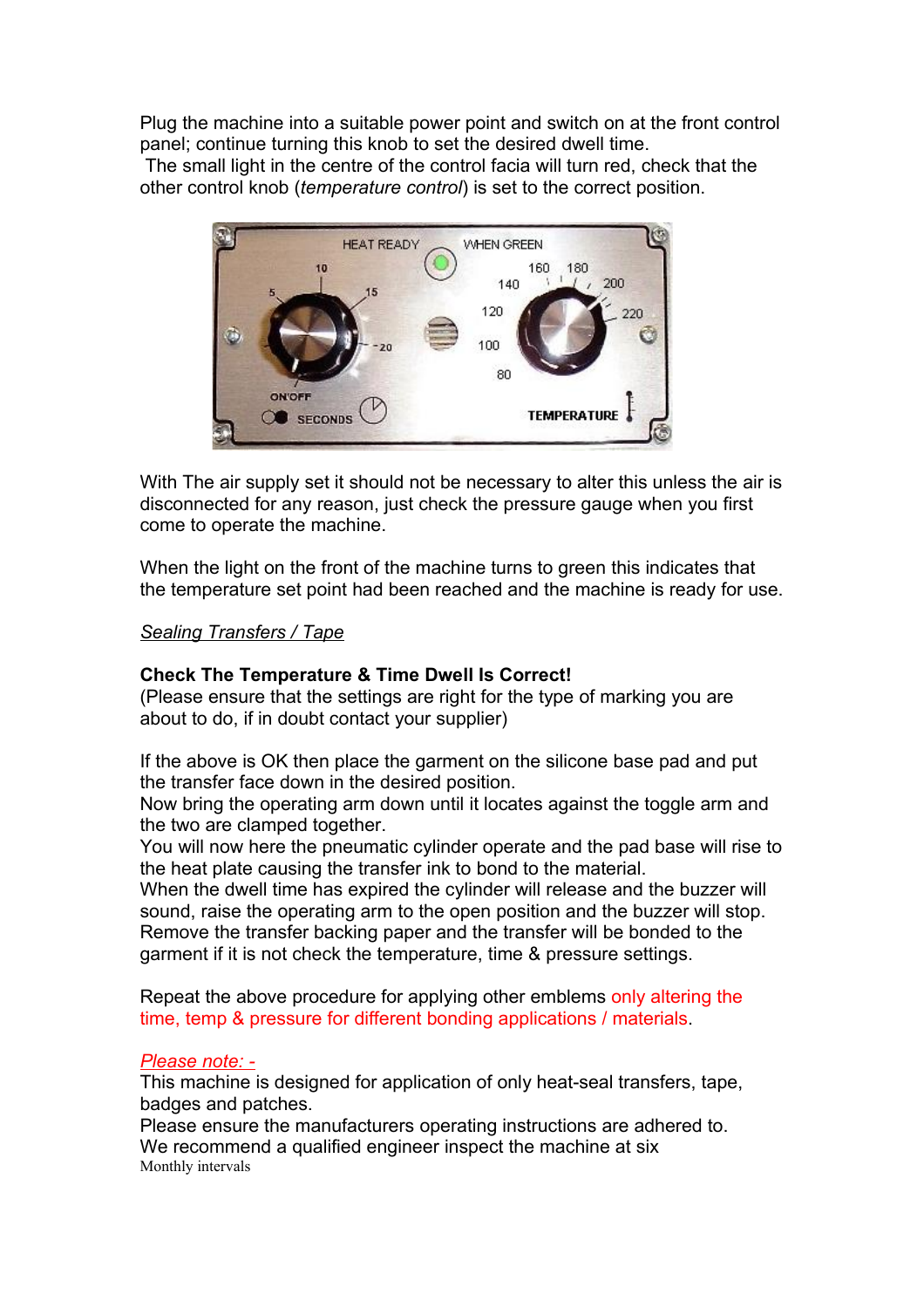Plug the machine into a suitable power point and switch on at the front control panel; continue turning this knob to set the desired dwell time.
The small light in the centre of the control facia will turn red, check that the other control knob (*temperature control*) is set to the correct position.

With The air supply set it should not be necessary to alter this unless the air is disconnected for any reason, just check the pressure gauge when you first come to operate the machine.

When the light on the front of the machine turns to green this indicates that the temperature set point had been reached and the machine is ready for use.

*Sealing Transfers / Tape*

**Check The Temperature & Time Dwell Is Correct!**
(Please ensure that the settings are right for the type of marking you are about to do, if in doubt contact your supplier)

If the above is OK then place the garment on the silicone base pad and put the transfer face down in the desired position.
Now bring the operating arm down until it locates against the toggle arm and the two are clamped together.
You will now here the pneumatic cylinder operate and the pad base will rise to the heat plate causing the transfer ink to bond to the material.
When the dwell time has expired the cylinder will release and the buzzer will sound, raise the operating arm to the open position and the buzzer will stop.
Remove the transfer backing paper and the transfer will be bonded to the garment if it is not check the temperature, time & pressure settings.

Repeat the above procedure for applying other emblems only altering the time, temp & pressure for different bonding applications / materials.

*Please note: -*
This machine is designed for application of only heat-seal transfers, tape, badges and patches.
Please ensure the manufacturers operating instructions are adhered to.
We recommend a qualified engineer inspect the machine at six
Monthly intervals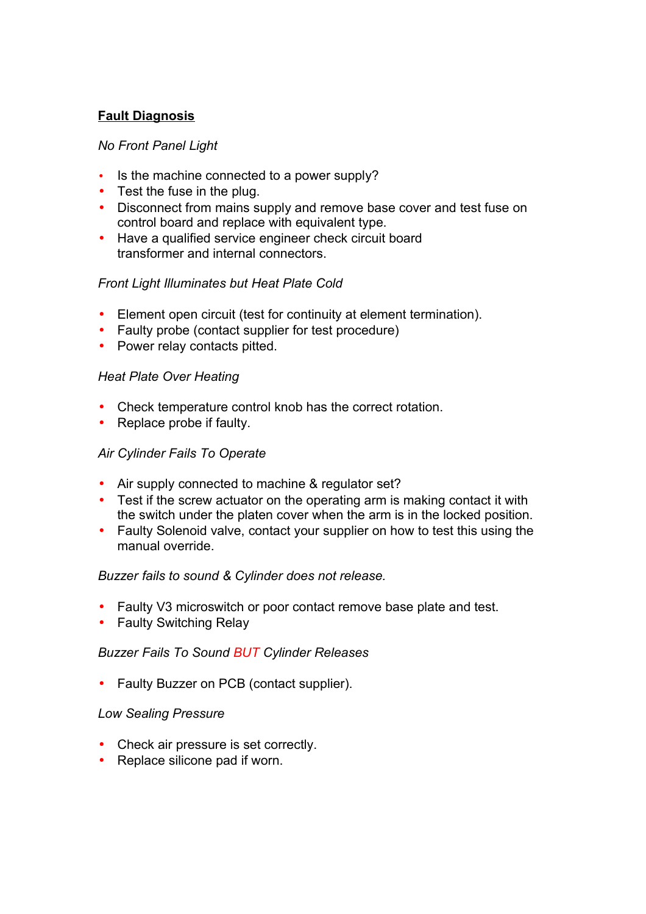**Fault Diagnosis**

*No Front Panel Light*

- Is the machine connected to a power supply?
- Test the fuse in the plug.
- Disconnect from mains supply and remove base cover and test fuse on control board and replace with equivalent type.
- Have a qualified service engineer check circuit board transformer and internal connectors.

*Front Light Illuminates but Heat Plate Cold*

- Element open circuit (test for continuity at element termination).
- Faulty probe (contact supplier for test procedure)
- Power relay contacts pitted.

*Heat Plate Over Heating*

- Check temperature control knob has the correct rotation.
- Replace probe if faulty.

*Air Cylinder Fails To Operate*

- Air supply connected to machine & regulator set?
- Test if the screw actuator on the operating arm is making contact it with the switch under the platen cover when the arm is in the locked position.
- Faulty Solenoid valve, contact your supplier on how to test this using the manual override.

*Buzzer fails to sound & Cylinder does not release.*

- Faulty V3 microswitch or poor contact remove base plate and test.
- Faulty Switching Relay

*Buzzer Fails To Sound BUT Cylinder Releases*

- Faulty Buzzer on PCB (contact supplier).

*Low Sealing Pressure*

- Check air pressure is set correctly.
- Replace silicone pad if worn.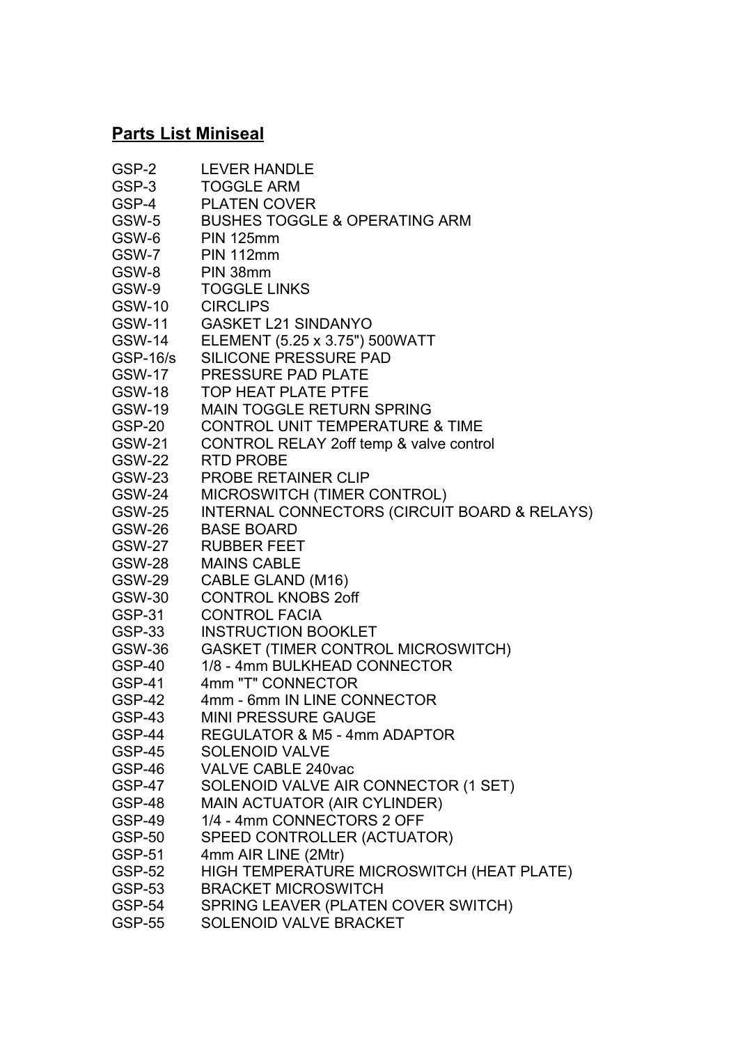**Parts List Miniseal**

| | |
|---|---|
| GSP-2 | LEVER HANDLE |
| GSP-3 | TOGGLE ARM |
| GSP-4 | PLATEN COVER |
| GSW-5 | BUSHES TOGGLE & OPERATING ARM |
| GSW-6 | PIN 125mm |
| GSW-7 | PIN 112mm |
| GSW-8 | PIN 38mm |
| GSW-9 | TOGGLE LINKS |
| GSW-10 | CIRCLIPS |
| GSW-11 | GASKET L21 SINDANYO |
| GSW-14 | ELEMENT (5.25 x 3.75") 500WATT |
| GSP-16/s | SILICONE PRESSURE PAD |
| GSW-17 | PRESSURE PAD PLATE |
| GSW-18 | TOP HEAT PLATE PTFE |
| GSW-19 | MAIN TOGGLE RETURN SPRING |
| GSP-20 | CONTROL UNIT TEMPERATURE & TIME |
| GSW-21 | CONTROL RELAY 2off temp & valve control |
| GSW-22 | RTD PROBE |
| GSW-23 | PROBE RETAINER CLIP |
| GSW-24 | MICROSWITCH (TIMER CONTROL) |
| GSW-25 | INTERNAL CONNECTORS (CIRCUIT BOARD & RELAYS) |
| GSW-26 | BASE BOARD |
| GSW-27 | RUBBER FEET |
| GSW-28 | MAINS CABLE |
| GSW-29 | CABLE GLAND (M16) |
| GSW-30 | CONTROL KNOBS 2off |
| GSP-31 | CONTROL FACIA |
| GSP-33 | INSTRUCTION BOOKLET |
| GSW-36 | GASKET (TIMER CONTROL MICROSWITCH) |
| GSP-40 | 1/8 - 4mm BULKHEAD CONNECTOR |
| GSP-41 | 4mm "T" CONNECTOR |
| GSP-42 | 4mm - 6mm IN LINE CONNECTOR |
| GSP-43 | MINI PRESSURE GAUGE |
| GSP-44 | REGULATOR & M5 - 4mm ADAPTOR |
| GSP-45 | SOLENOID VALVE |
| GSP-46 | VALVE CABLE 240vac |
| GSP-47 | SOLENOID VALVE AIR CONNECTOR (1 SET) |
| GSP-48 | MAIN ACTUATOR (AIR CYLINDER) |
| GSP-49 | 1/4 - 4mm CONNECTORS 2 OFF |
| GSP-50 | SPEED CONTROLLER (ACTUATOR) |
| GSP-51 | 4mm AIR LINE (2Mtr) |
| GSP-52 | HIGH TEMPERATURE MICROSWITCH (HEAT PLATE) |
| GSP-53 | BRACKET MICROSWITCH |
| GSP-54 | SPRING LEAVER (PLATEN COVER SWITCH) |
| GSP-55 | SOLENOID VALVE BRACKET |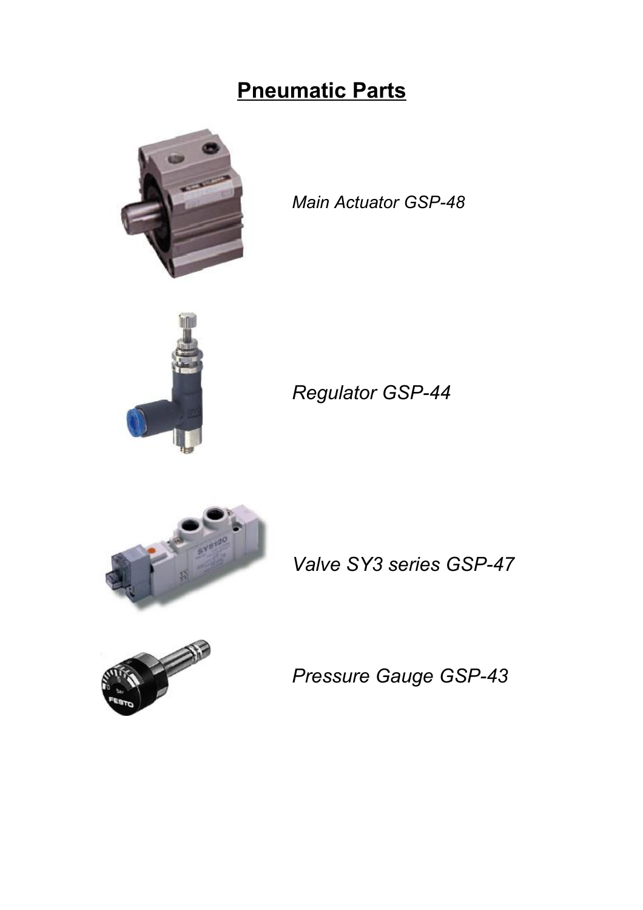# Pneumatic Parts

*Main Actuator GSP-48*

*Regulator GSP-44*

*Valve SY3 series GSP-47*

*Pressure Gauge GSP-43*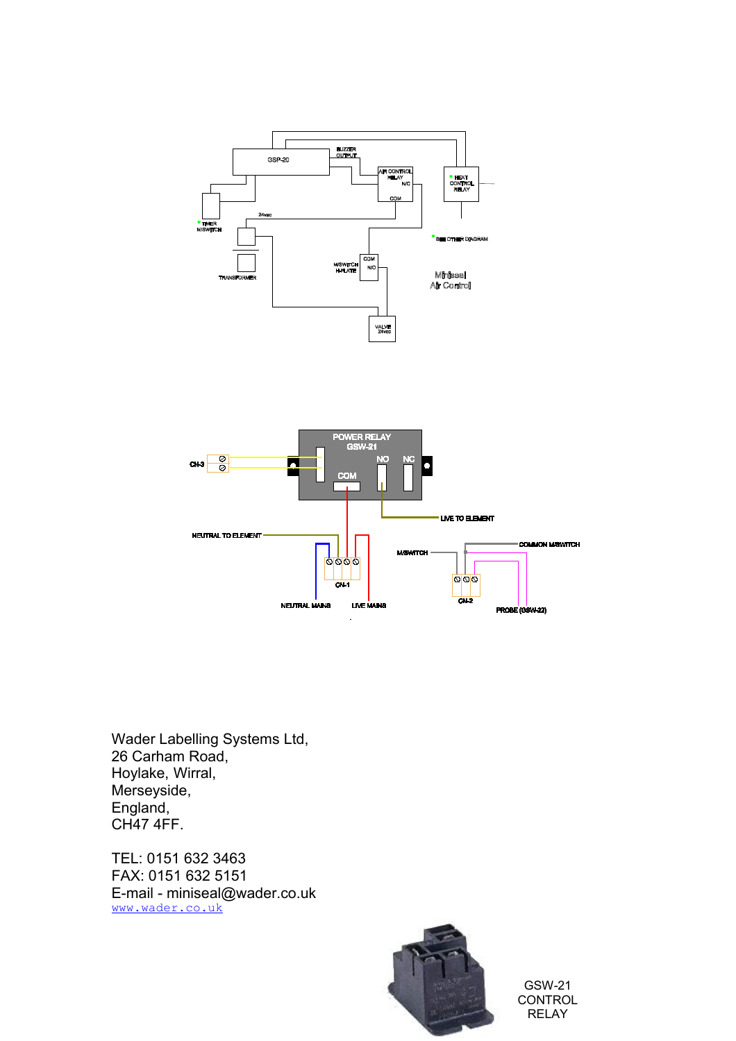GSP-20

BUZZER OUTPUT

AIR CONTROL RELAY

N/C

COM

HEAT CONTROL RELAY

TIMER M/SWITCH

24vac

TRANSFORMER

M/SWITCH H-PLATE

COM

N/O

VALVE 24vac

SEE OTHER DIAGRAM

Miniseal Air Control

POWER RELAY GSW-21

CN-3

NO

NC

COM

LIVE TO ELEMENT

NEUTRAL TO ELEMENT

CN-1

NEUTRAL MAINS

LIVE MAINS

M/SWITCH

COMMON M/SWITCH

CN-2

PROBE (GSW-22)

Wader Labelling Systems Ltd,
26 Carham Road,
Hoylake, Wirral,
Merseyside,
England,
CH47 4FF.

TEL: 0151 632 3463
FAX: 0151 632 5151
E-mail - miniseal@wader.co.uk
www.wader.co.uk

GSW-21
CONTROL
RELAY